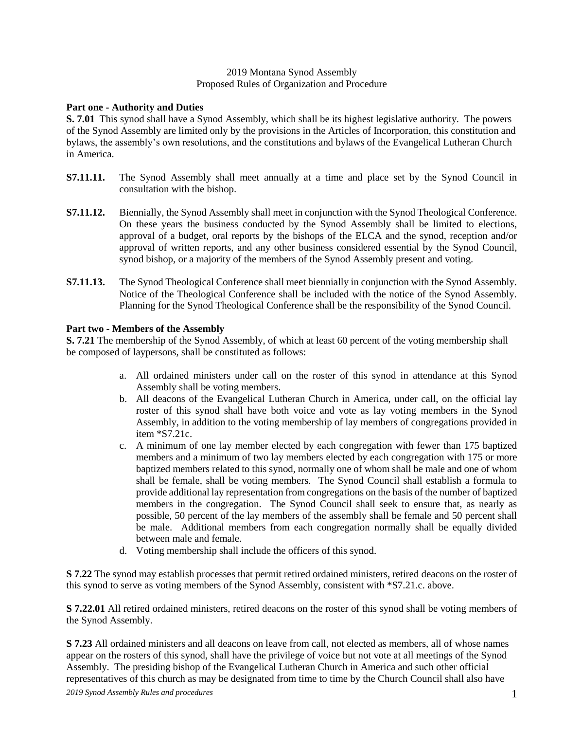2019 Montana Synod Assembly
Proposed Rules of Organization and Procedure

**Part one - Authority and Duties**

**S. 7.01** This synod shall have a Synod Assembly, which shall be its highest legislative authority. The powers of the Synod Assembly are limited only by the provisions in the Articles of Incorporation, this constitution and bylaws, the assembly's own resolutions, and the constitutions and bylaws of the Evangelical Lutheran Church in America.

**S7.11.11.** The Synod Assembly shall meet annually at a time and place set by the Synod Council in consultation with the bishop.

**S7.11.12.** Biennially, the Synod Assembly shall meet in conjunction with the Synod Theological Conference. On these years the business conducted by the Synod Assembly shall be limited to elections, approval of a budget, oral reports by the bishops of the ELCA and the synod, reception and/or approval of written reports, and any other business considered essential by the Synod Council, synod bishop, or a majority of the members of the Synod Assembly present and voting.

**S7.11.13.** The Synod Theological Conference shall meet biennially in conjunction with the Synod Assembly. Notice of the Theological Conference shall be included with the notice of the Synod Assembly. Planning for the Synod Theological Conference shall be the responsibility of the Synod Council.

**Part two - Members of the Assembly**

**S. 7.21** The membership of the Synod Assembly, of which at least 60 percent of the voting membership shall be composed of laypersons, shall be constituted as follows:

a. All ordained ministers under call on the roster of this synod in attendance at this Synod Assembly shall be voting members.
b. All deacons of the Evangelical Lutheran Church in America, under call, on the official lay roster of this synod shall have both voice and vote as lay voting members in the Synod Assembly, in addition to the voting membership of lay members of congregations provided in item *S7.21c.
c. A minimum of one lay member elected by each congregation with fewer than 175 baptized members and a minimum of two lay members elected by each congregation with 175 or more baptized members related to this synod, normally one of whom shall be male and one of whom shall be female, shall be voting members. The Synod Council shall establish a formula to provide additional lay representation from congregations on the basis of the number of baptized members in the congregation. The Synod Council shall seek to ensure that, as nearly as possible, 50 percent of the lay members of the assembly shall be female and 50 percent shall be male. Additional members from each congregation normally shall be equally divided between male and female.
d. Voting membership shall include the officers of this synod.

**S 7.22** The synod may establish processes that permit retired ordained ministers, retired deacons on the roster of this synod to serve as voting members of the Synod Assembly, consistent with *S7.21.c. above.

**S 7.22.01** All retired ordained ministers, retired deacons on the roster of this synod shall be voting members of the Synod Assembly.

**S 7.23** All ordained ministers and all deacons on leave from call, not elected as members, all of whose names appear on the rosters of this synod, shall have the privilege of voice but not vote at all meetings of the Synod Assembly. The presiding bishop of the Evangelical Lutheran Church in America and such other official representatives of this church as may be designated from time to time by the Church Council shall also have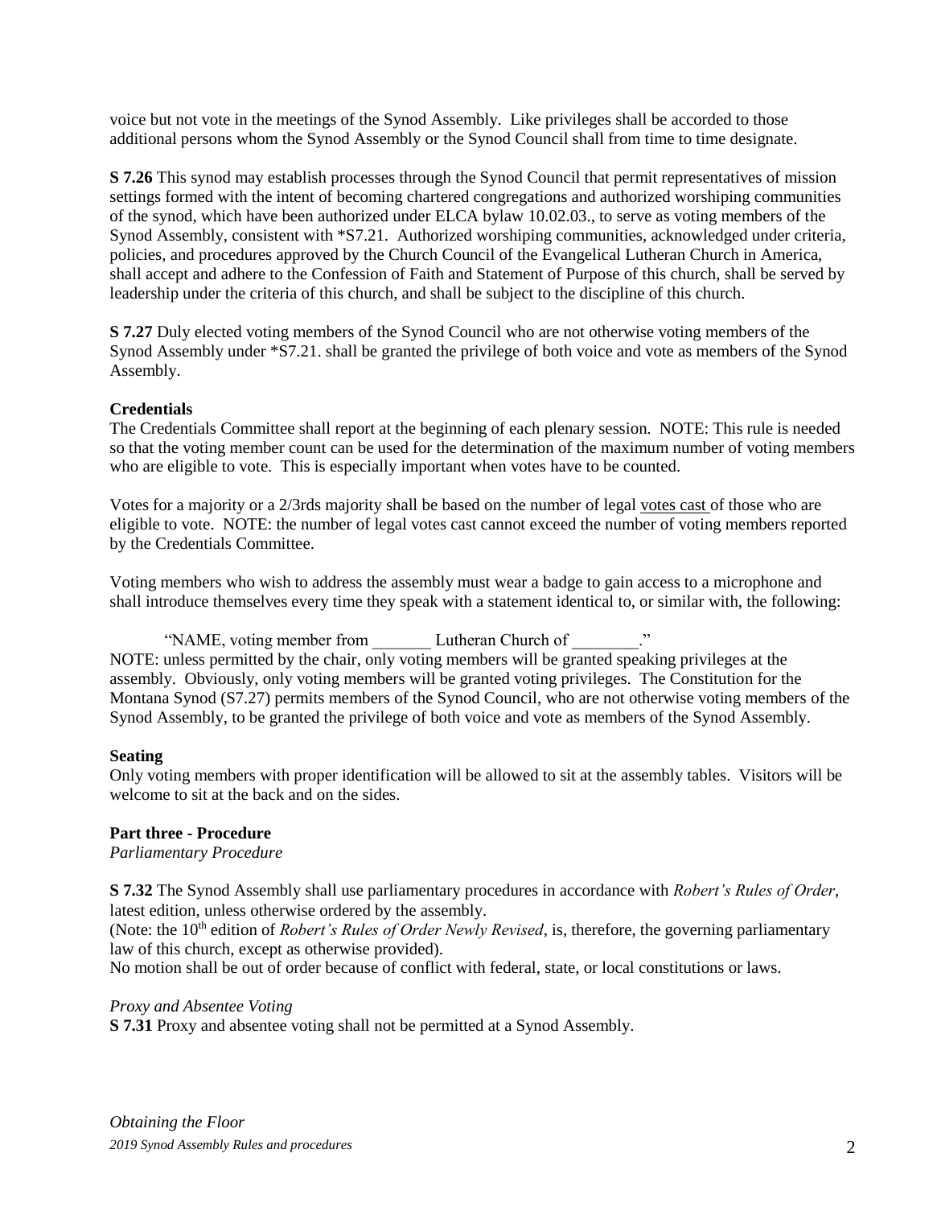voice but not vote in the meetings of the Synod Assembly. Like privileges shall be accorded to those additional persons whom the Synod Assembly or the Synod Council shall from time to time designate.

**S 7.26** This synod may establish processes through the Synod Council that permit representatives of mission settings formed with the intent of becoming chartered congregations and authorized worshiping communities of the synod, which have been authorized under ELCA bylaw 10.02.03., to serve as voting members of the Synod Assembly, consistent with *S7.21. Authorized worshiping communities, acknowledged under criteria, policies, and procedures approved by the Church Council of the Evangelical Lutheran Church in America, shall accept and adhere to the Confession of Faith and Statement of Purpose of this church, shall be served by leadership under the criteria of this church, and shall be subject to the discipline of this church.

**S 7.27** Duly elected voting members of the Synod Council who are not otherwise voting members of the Synod Assembly under *S7.21. shall be granted the privilege of both voice and vote as members of the Synod Assembly.

**Credentials**

The Credentials Committee shall report at the beginning of each plenary session. NOTE: This rule is needed so that the voting member count can be used for the determination of the maximum number of voting members who are eligible to vote. This is especially important when votes have to be counted.

Votes for a majority or a 2/3rds majority shall be based on the number of legal votes cast of those who are eligible to vote. NOTE: the number of legal votes cast cannot exceed the number of voting members reported by the Credentials Committee.

Voting members who wish to address the assembly must wear a badge to gain access to a microphone and shall introduce themselves every time they speak with a statement identical to, or similar with, the following:

"NAME, voting member from _______ Lutheran Church of ________."

NOTE: unless permitted by the chair, only voting members will be granted speaking privileges at the assembly. Obviously, only voting members will be granted voting privileges. The Constitution for the Montana Synod (S7.27) permits members of the Synod Council, who are not otherwise voting members of the Synod Assembly, to be granted the privilege of both voice and vote as members of the Synod Assembly.

**Seating**

Only voting members with proper identification will be allowed to sit at the assembly tables. Visitors will be welcome to sit at the back and on the sides.

**Part three - Procedure**

*Parliamentary Procedure*

**S 7.32** The Synod Assembly shall use parliamentary procedures in accordance with *Robert's Rules of Order*, latest edition, unless otherwise ordered by the assembly.
(Note: the 10th edition of *Robert's Rules of Order Newly Revised*, is, therefore, the governing parliamentary law of this church, except as otherwise provided).
No motion shall be out of order because of conflict with federal, state, or local constitutions or laws.

*Proxy and Absentee Voting*

**S 7.31** Proxy and absentee voting shall not be permitted at a Synod Assembly.

*Obtaining the Floor*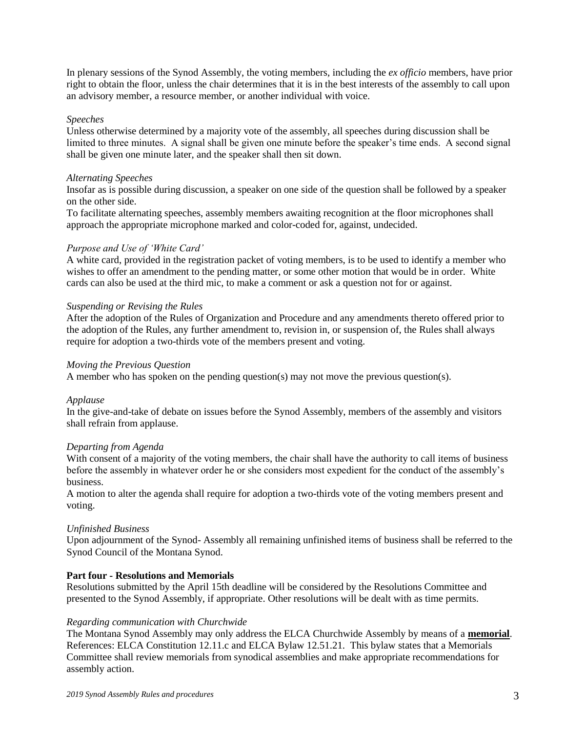In plenary sessions of the Synod Assembly, the voting members, including the *ex officio* members, have prior right to obtain the floor, unless the chair determines that it is in the best interests of the assembly to call upon an advisory member, a resource member, or another individual with voice.

*Speeches*

Unless otherwise determined by a majority vote of the assembly, all speeches during discussion shall be limited to three minutes. A signal shall be given one minute before the speaker's time ends. A second signal shall be given one minute later, and the speaker shall then sit down.

*Alternating Speeches*

Insofar as is possible during discussion, a speaker on one side of the question shall be followed by a speaker on the other side.

To facilitate alternating speeches, assembly members awaiting recognition at the floor microphones shall approach the appropriate microphone marked and color-coded for, against, undecided.

*Purpose and Use of 'White Card'*

A white card, provided in the registration packet of voting members, is to be used to identify a member who wishes to offer an amendment to the pending matter, or some other motion that would be in order. White cards can also be used at the third mic, to make a comment or ask a question not for or against.

*Suspending or Revising the Rules*

After the adoption of the Rules of Organization and Procedure and any amendments thereto offered prior to the adoption of the Rules, any further amendment to, revision in, or suspension of, the Rules shall always require for adoption a two-thirds vote of the members present and voting.

*Moving the Previous Question*

A member who has spoken on the pending question(s) may not move the previous question(s).

*Applause*

In the give-and-take of debate on issues before the Synod Assembly, members of the assembly and visitors shall refrain from applause.

*Departing from Agenda*

With consent of a majority of the voting members, the chair shall have the authority to call items of business before the assembly in whatever order he or she considers most expedient for the conduct of the assembly's business.

A motion to alter the agenda shall require for adoption a two-thirds vote of the voting members present and voting.

*Unfinished Business*

Upon adjournment of the Synod- Assembly all remaining unfinished items of business shall be referred to the Synod Council of the Montana Synod.

**Part four - Resolutions and Memorials**

Resolutions submitted by the April 15th deadline will be considered by the Resolutions Committee and presented to the Synod Assembly, if appropriate. Other resolutions will be dealt with as time permits.

*Regarding communication with Churchwide*

The Montana Synod Assembly may only address the ELCA Churchwide Assembly by means of a **memorial**. References: ELCA Constitution 12.11.c and ELCA Bylaw 12.51.21. This bylaw states that a Memorials Committee shall review memorials from synodical assemblies and make appropriate recommendations for assembly action.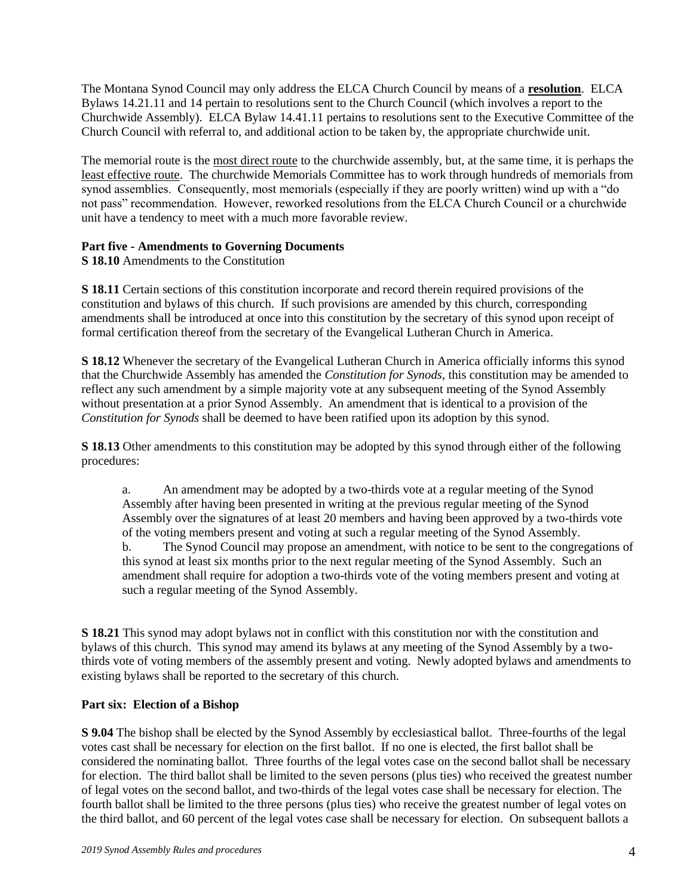The Montana Synod Council may only address the ELCA Church Council by means of a **resolution**. ELCA Bylaws 14.21.11 and 14 pertain to resolutions sent to the Church Council (which involves a report to the Churchwide Assembly). ELCA Bylaw 14.41.11 pertains to resolutions sent to the Executive Committee of the Church Council with referral to, and additional action to be taken by, the appropriate churchwide unit.

The memorial route is the most direct route to the churchwide assembly, but, at the same time, it is perhaps the least effective route. The churchwide Memorials Committee has to work through hundreds of memorials from synod assemblies. Consequently, most memorials (especially if they are poorly written) wind up with a "do not pass" recommendation. However, reworked resolutions from the ELCA Church Council or a churchwide unit have a tendency to meet with a much more favorable review.

**Part five - Amendments to Governing Documents**

**S 18.10** Amendments to the Constitution

**S 18.11** Certain sections of this constitution incorporate and record therein required provisions of the constitution and bylaws of this church. If such provisions are amended by this church, corresponding amendments shall be introduced at once into this constitution by the secretary of this synod upon receipt of formal certification thereof from the secretary of the Evangelical Lutheran Church in America.

**S 18.12** Whenever the secretary of the Evangelical Lutheran Church in America officially informs this synod that the Churchwide Assembly has amended the *Constitution for Synods*, this constitution may be amended to reflect any such amendment by a simple majority vote at any subsequent meeting of the Synod Assembly without presentation at a prior Synod Assembly. An amendment that is identical to a provision of the *Constitution for Synods* shall be deemed to have been ratified upon its adoption by this synod.

**S 18.13** Other amendments to this constitution may be adopted by this synod through either of the following procedures:

a. An amendment may be adopted by a two-thirds vote at a regular meeting of the Synod Assembly after having been presented in writing at the previous regular meeting of the Synod Assembly over the signatures of at least 20 members and having been approved by a two-thirds vote of the voting members present and voting at such a regular meeting of the Synod Assembly.

b. The Synod Council may propose an amendment, with notice to be sent to the congregations of this synod at least six months prior to the next regular meeting of the Synod Assembly. Such an amendment shall require for adoption a two-thirds vote of the voting members present and voting at such a regular meeting of the Synod Assembly.

**S 18.21** This synod may adopt bylaws not in conflict with this constitution nor with the constitution and bylaws of this church. This synod may amend its bylaws at any meeting of the Synod Assembly by a two-thirds vote of voting members of the assembly present and voting. Newly adopted bylaws and amendments to existing bylaws shall be reported to the secretary of this church.

**Part six: Election of a Bishop**

**S 9.04** The bishop shall be elected by the Synod Assembly by ecclesiastical ballot. Three-fourths of the legal votes cast shall be necessary for election on the first ballot. If no one is elected, the first ballot shall be considered the nominating ballot. Three fourths of the legal votes case on the second ballot shall be necessary for election. The third ballot shall be limited to the seven persons (plus ties) who received the greatest number of legal votes on the second ballot, and two-thirds of the legal votes case shall be necessary for election. The fourth ballot shall be limited to the three persons (plus ties) who receive the greatest number of legal votes on the third ballot, and 60 percent of the legal votes case shall be necessary for election. On subsequent ballots a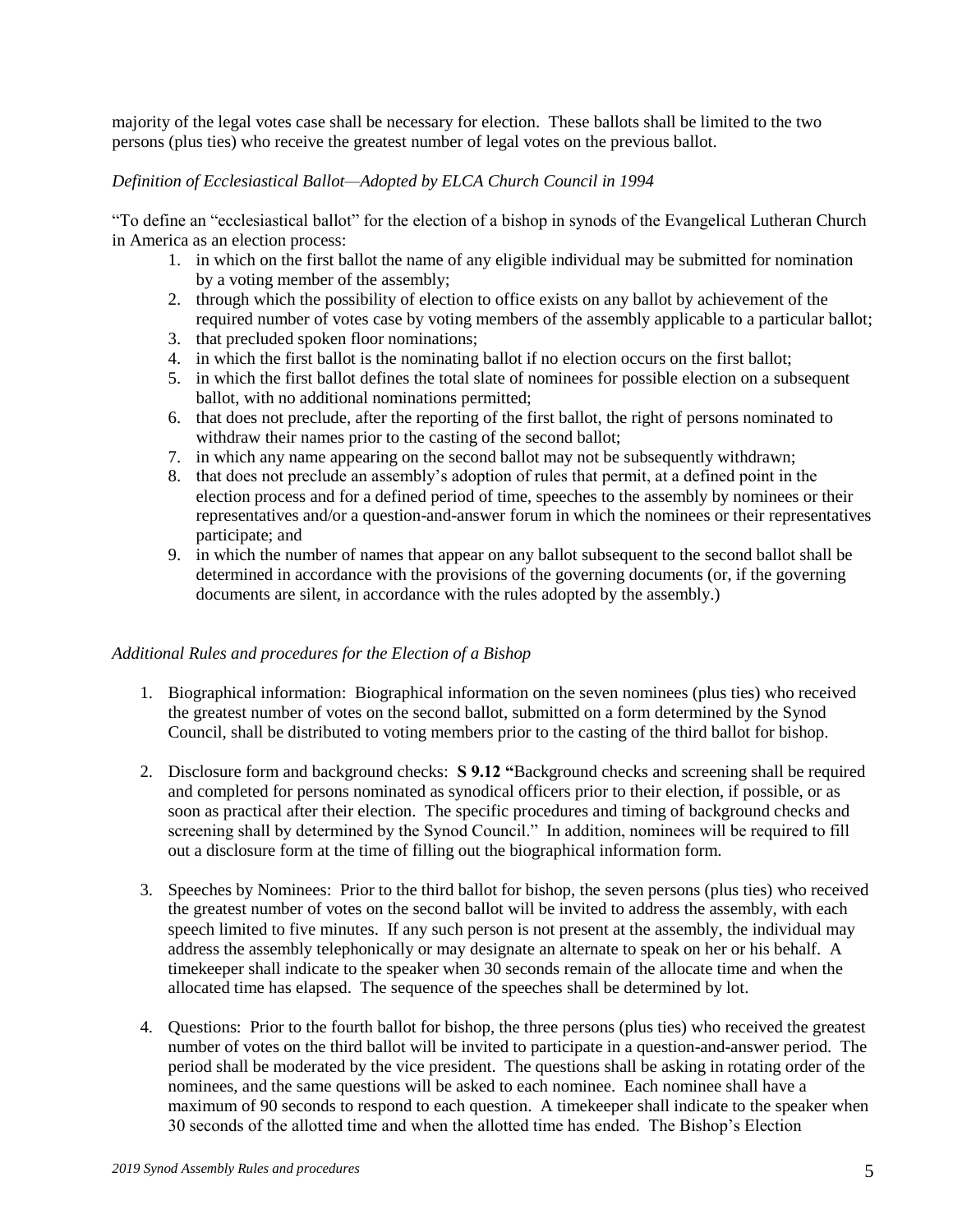majority of the legal votes case shall be necessary for election. These ballots shall be limited to the two persons (plus ties) who receive the greatest number of legal votes on the previous ballot.

*Definition of Ecclesiastical Ballot—Adopted by ELCA Church Council in 1994*

"To define an "ecclesiastical ballot" for the election of a bishop in synods of the Evangelical Lutheran Church in America as an election process:

1. in which on the first ballot the name of any eligible individual may be submitted for nomination by a voting member of the assembly;
2. through which the possibility of election to office exists on any ballot by achievement of the required number of votes case by voting members of the assembly applicable to a particular ballot;
3. that precluded spoken floor nominations;
4. in which the first ballot is the nominating ballot if no election occurs on the first ballot;
5. in which the first ballot defines the total slate of nominees for possible election on a subsequent ballot, with no additional nominations permitted;
6. that does not preclude, after the reporting of the first ballot, the right of persons nominated to withdraw their names prior to the casting of the second ballot;
7. in which any name appearing on the second ballot may not be subsequently withdrawn;
8. that does not preclude an assembly's adoption of rules that permit, at a defined point in the election process and for a defined period of time, speeches to the assembly by nominees or their representatives and/or a question-and-answer forum in which the nominees or their representatives participate; and
9. in which the number of names that appear on any ballot subsequent to the second ballot shall be determined in accordance with the provisions of the governing documents (or, if the governing documents are silent, in accordance with the rules adopted by the assembly.)

*Additional Rules and procedures for the Election of a Bishop*

1. Biographical information: Biographical information on the seven nominees (plus ties) who received the greatest number of votes on the second ballot, submitted on a form determined by the Synod Council, shall be distributed to voting members prior to the casting of the third ballot for bishop.

2. Disclosure form and background checks: **S 9.12 "**Background checks and screening shall be required and completed for persons nominated as synodical officers prior to their election, if possible, or as soon as practical after their election. The specific procedures and timing of background checks and screening shall by determined by the Synod Council." In addition, nominees will be required to fill out a disclosure form at the time of filling out the biographical information form.

3. Speeches by Nominees: Prior to the third ballot for bishop, the seven persons (plus ties) who received the greatest number of votes on the second ballot will be invited to address the assembly, with each speech limited to five minutes. If any such person is not present at the assembly, the individual may address the assembly telephonically or may designate an alternate to speak on her or his behalf. A timekeeper shall indicate to the speaker when 30 seconds remain of the allocate time and when the allocated time has elapsed. The sequence of the speeches shall be determined by lot.

4. Questions: Prior to the fourth ballot for bishop, the three persons (plus ties) who received the greatest number of votes on the third ballot will be invited to participate in a question-and-answer period. The period shall be moderated by the vice president. The questions shall be asking in rotating order of the nominees, and the same questions will be asked to each nominee. Each nominee shall have a maximum of 90 seconds to respond to each question. A timekeeper shall indicate to the speaker when 30 seconds of the allotted time and when the allotted time has ended. The Bishop's Election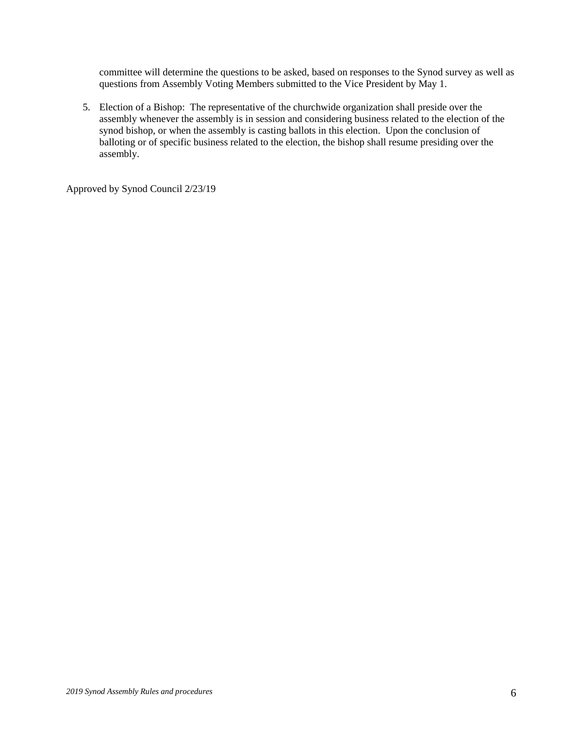committee will determine the questions to be asked, based on responses to the Synod survey as well as questions from Assembly Voting Members submitted to the Vice President by May 1.

5. Election of a Bishop: The representative of the churchwide organization shall preside over the assembly whenever the assembly is in session and considering business related to the election of the synod bishop, or when the assembly is casting ballots in this election. Upon the conclusion of balloting or of specific business related to the election, the bishop shall resume presiding over the assembly.

Approved by Synod Council 2/23/19